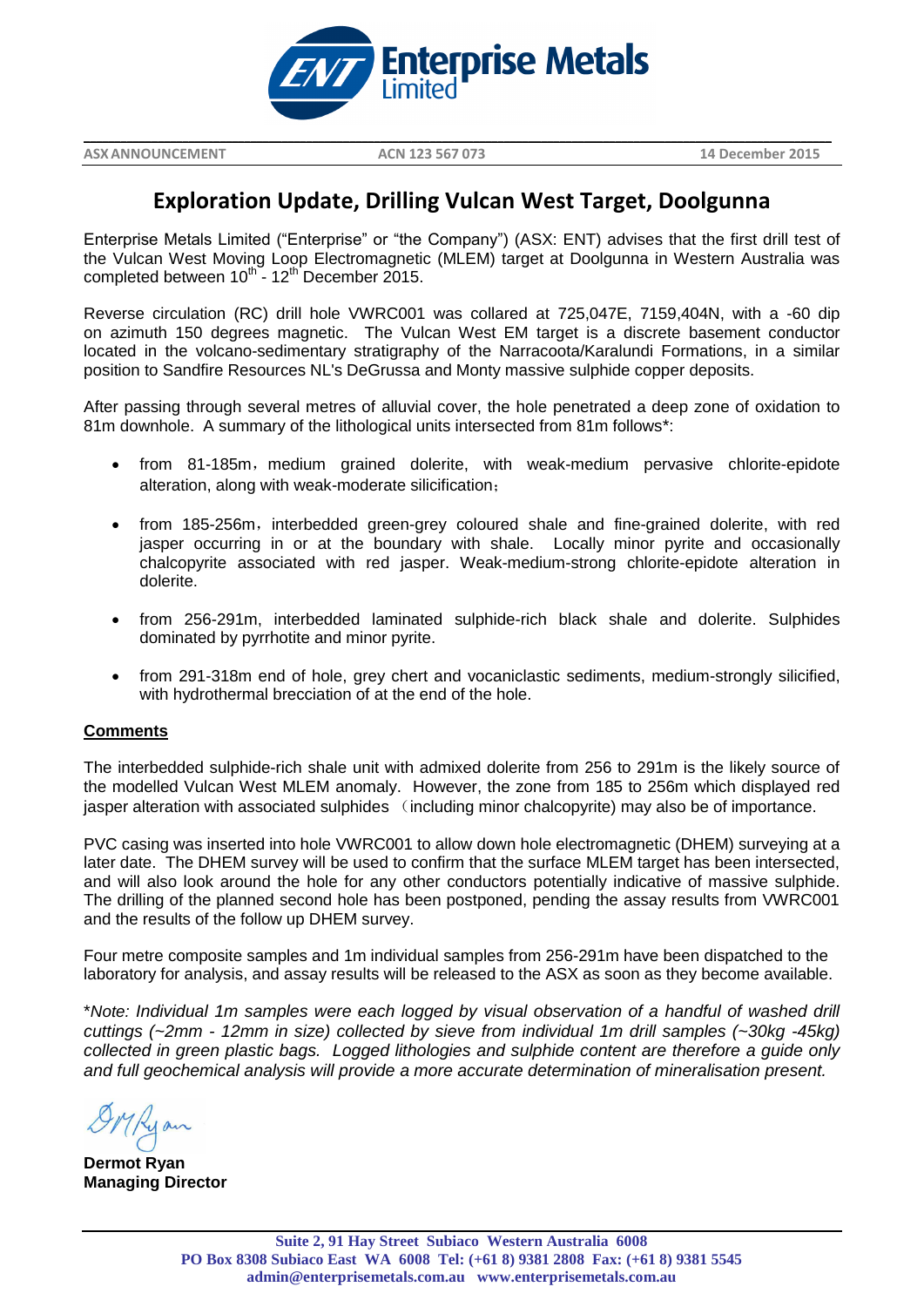**ASX ANNOUNCEMENT** **ACN 123 567 073** **14 December 2015**

# Exploration Update, Drilling Vulcan West Target, Doolgunna

Enterprise Metals Limited ("Enterprise" or "the Company") (ASX: ENT) advises that the first drill test of the Vulcan West Moving Loop Electromagnetic (MLEM) target at Doolgunna in Western Australia was completed between 10th - 12th December 2015.

Reverse circulation (RC) drill hole VWRC001 was collared at 725,047E, 7159,404N, with a -60 dip on azimuth 150 degrees magnetic. The Vulcan West EM target is a discrete basement conductor located in the volcano-sedimentary stratigraphy of the Narracoota/Karalundi Formations, in a similar position to Sandfire Resources NL's DeGrussa and Monty massive sulphide copper deposits.

After passing through several metres of alluvial cover, the hole penetrated a deep zone of oxidation to 81m downhole. A summary of the lithological units intersected from 81m follows*:

- from 81-185m，medium grained dolerite, with weak-medium pervasive chlorite-epidote alteration, along with weak-moderate silicification；
- from 185-256m，interbedded green-grey coloured shale and fine-grained dolerite, with red jasper occurring in or at the boundary with shale. Locally minor pyrite and occasionally chalcopyrite associated with red jasper. Weak-medium-strong chlorite-epidote alteration in dolerite.
- from 256-291m, interbedded laminated sulphide-rich black shale and dolerite. Sulphides dominated by pyrrhotite and minor pyrite.
- from 291-318m end of hole, grey chert and vocaniclastic sediments, medium-strongly silicified, with hydrothermal brecciation of at the end of the hole.

**Comments**

The interbedded sulphide-rich shale unit with admixed dolerite from 256 to 291m is the likely source of the modelled Vulcan West MLEM anomaly. However, the zone from 185 to 256m which displayed red jasper alteration with associated sulphides （including minor chalcopyrite) may also be of importance.

PVC casing was inserted into hole VWRC001 to allow down hole electromagnetic (DHEM) surveying at a later date. The DHEM survey will be used to confirm that the surface MLEM target has been intersected, and will also look around the hole for any other conductors potentially indicative of massive sulphide. The drilling of the planned second hole has been postponed, pending the assay results from VWRC001 and the results of the follow up DHEM survey.

Four metre composite samples and 1m individual samples from 256-291m have been dispatched to the laboratory for analysis, and assay results will be released to the ASX as soon as they become available.

*\*Note: Individual 1m samples were each logged by visual observation of a handful of washed drill cuttings (~2mm - 12mm in size) collected by sieve from individual 1m drill samples (~30kg -45kg) collected in green plastic bags. Logged lithologies and sulphide content are therefore a guide only and full geochemical analysis will provide a more accurate determination of mineralisation present.*

**Dermot Ryan**
**Managing Director**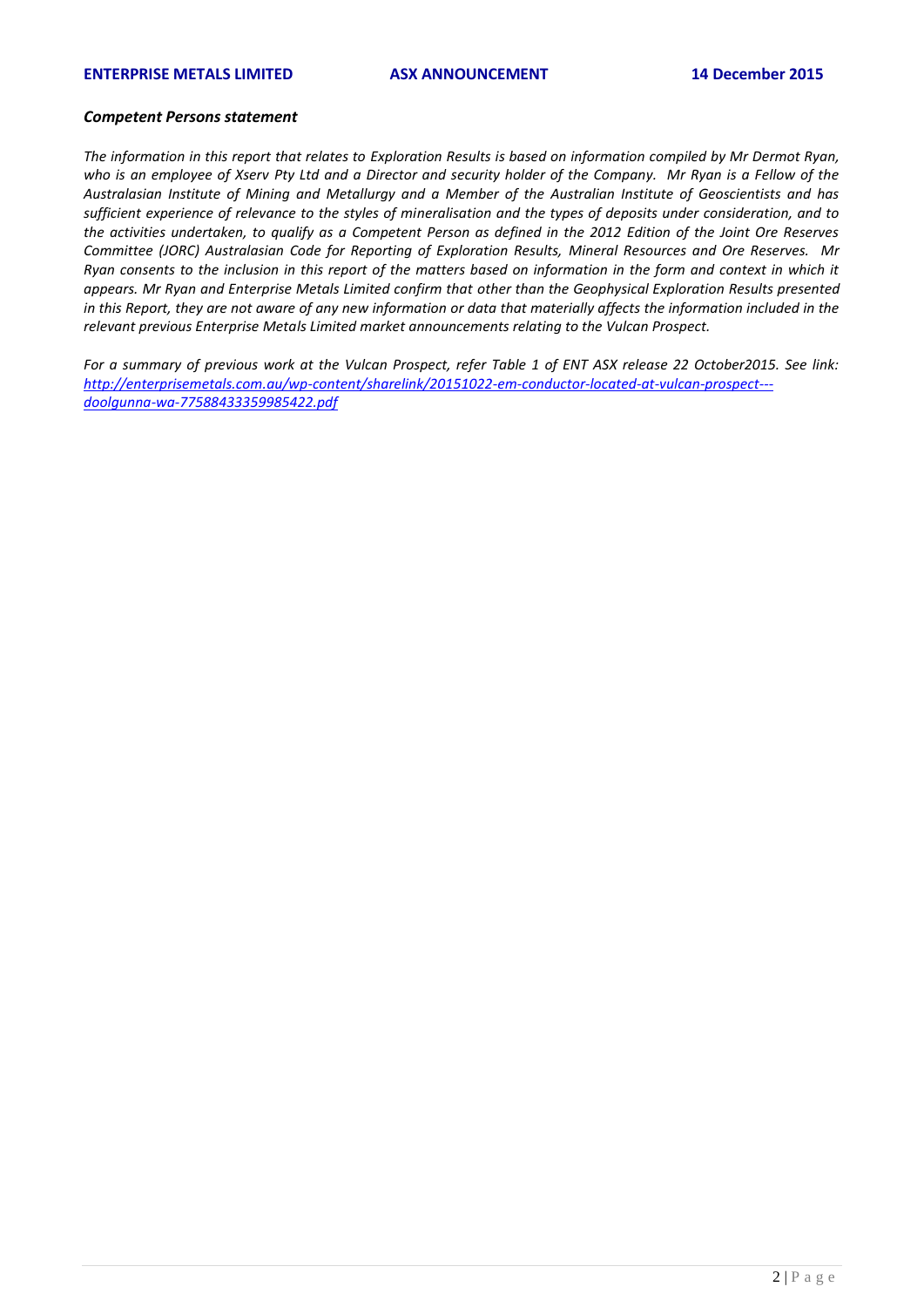### *Competent Persons statement*

*The information in this report that relates to Exploration Results is based on information compiled by Mr Dermot Ryan, who is an employee of Xserv Pty Ltd and a Director and security holder of the Company. Mr Ryan is a Fellow of the Australasian Institute of Mining and Metallurgy and a Member of the Australian Institute of Geoscientists and has sufficient experience of relevance to the styles of mineralisation and the types of deposits under consideration, and to the activities undertaken, to qualify as a Competent Person as defined in the 2012 Edition of the Joint Ore Reserves Committee (JORC) Australasian Code for Reporting of Exploration Results, Mineral Resources and Ore Reserves. Mr Ryan consents to the inclusion in this report of the matters based on information in the form and context in which it appears. Mr Ryan and Enterprise Metals Limited confirm that other than the Geophysical Exploration Results presented in this Report, they are not aware of any new information or data that materially affects the information included in the relevant previous Enterprise Metals Limited market announcements relating to the Vulcan Prospect.*

*For a summary of previous work at the Vulcan Prospect, refer Table 1 of ENT ASX release 22 October2015. See link: http://enterprisemetals.com.au/wp-content/sharelink/20151022-em-conductor-located-at-vulcan-prospect---doolgunna-wa-77588433359985422.pdf*